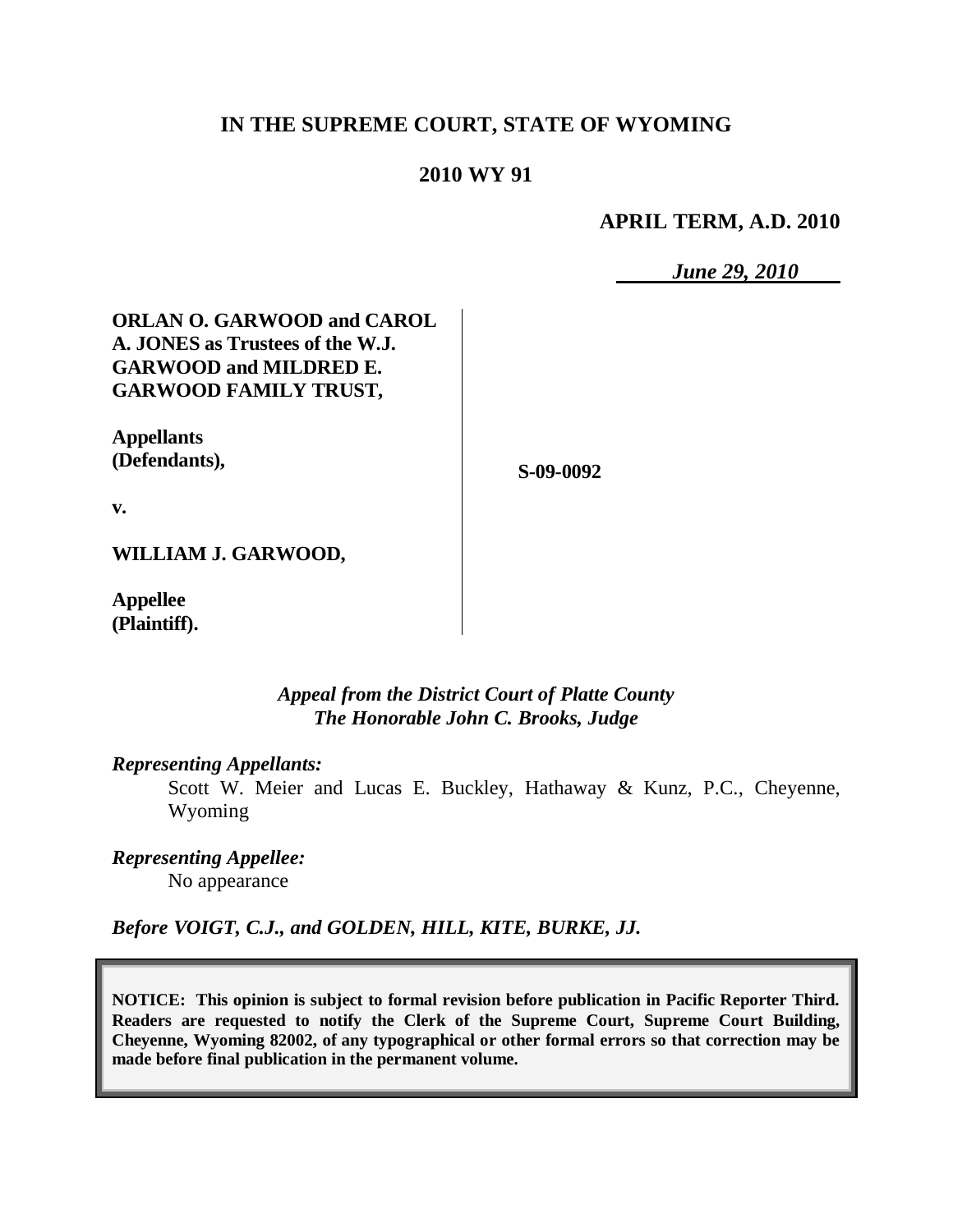# IN THE SUPREME COURT, STATE OF WYOMING

## 2010 WY 91

**APRIL TERM, A.D. 2010**

*June 29, 2010*

**ORLAN O. GARWOOD and CAROL A. JONES as Trustees of the W.J. GARWOOD and MILDRED E. GARWOOD FAMILY TRUST,**

**Appellants (Defendants),**

**v.**

**WILLIAM J. GARWOOD,**

**Appellee (Plaintiff).**

**S-09-0092**

*Appeal from the District Court of Platte County*
*The Honorable John C. Brooks, Judge*

*Representing Appellants:*

Scott W. Meier and Lucas E. Buckley, Hathaway & Kunz, P.C., Cheyenne, Wyoming

*Representing Appellee:*

No appearance

*Before VOIGT, C.J., and GOLDEN, HILL, KITE, BURKE, JJ.*

**NOTICE: This opinion is subject to formal revision before publication in Pacific Reporter Third. Readers are requested to notify the Clerk of the Supreme Court, Supreme Court Building, Cheyenne, Wyoming 82002, of any typographical or other formal errors so that correction may be made before final publication in the permanent volume.**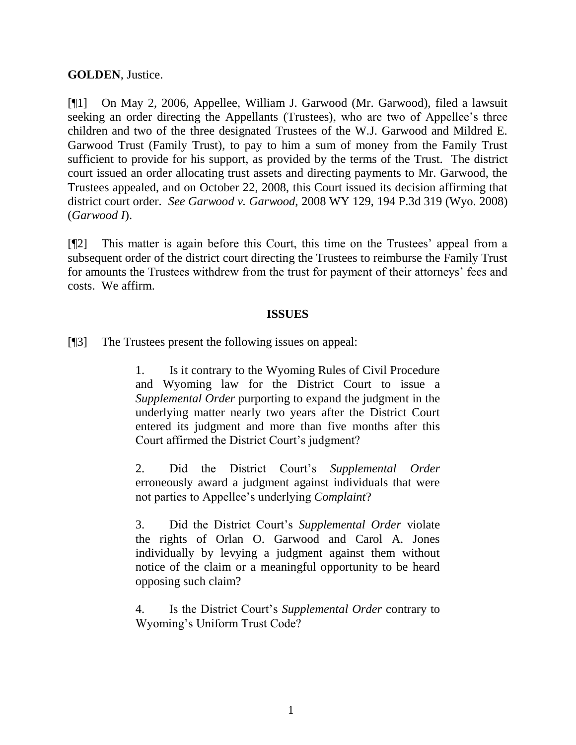**GOLDEN**, Justice.

[¶1] On May 2, 2006, Appellee, William J. Garwood (Mr. Garwood), filed a lawsuit seeking an order directing the Appellants (Trustees), who are two of Appellee's three children and two of the three designated Trustees of the W.J. Garwood and Mildred E. Garwood Trust (Family Trust), to pay to him a sum of money from the Family Trust sufficient to provide for his support, as provided by the terms of the Trust. The district court issued an order allocating trust assets and directing payments to Mr. Garwood, the Trustees appealed, and on October 22, 2008, this Court issued its decision affirming that district court order. *See Garwood v. Garwood*, 2008 WY 129, 194 P.3d 319 (Wyo. 2008) (*Garwood I*).

[¶2] This matter is again before this Court, this time on the Trustees' appeal from a subsequent order of the district court directing the Trustees to reimburse the Family Trust for amounts the Trustees withdrew from the trust for payment of their attorneys' fees and costs. We affirm.

## ISSUES

[¶3] The Trustees present the following issues on appeal:

> 1. Is it contrary to the Wyoming Rules of Civil Procedure and Wyoming law for the District Court to issue a *Supplemental Order* purporting to expand the judgment in the underlying matter nearly two years after the District Court entered its judgment and more than five months after this Court affirmed the District Court's judgment?
>
> 2. Did the District Court's *Supplemental Order* erroneously award a judgment against individuals that were not parties to Appellee's underlying *Complaint*?
>
> 3. Did the District Court's *Supplemental Order* violate the rights of Orlan O. Garwood and Carol A. Jones individually by levying a judgment against them without notice of the claim or a meaningful opportunity to be heard opposing such claim?
>
> 4. Is the District Court's *Supplemental Order* contrary to Wyoming's Uniform Trust Code?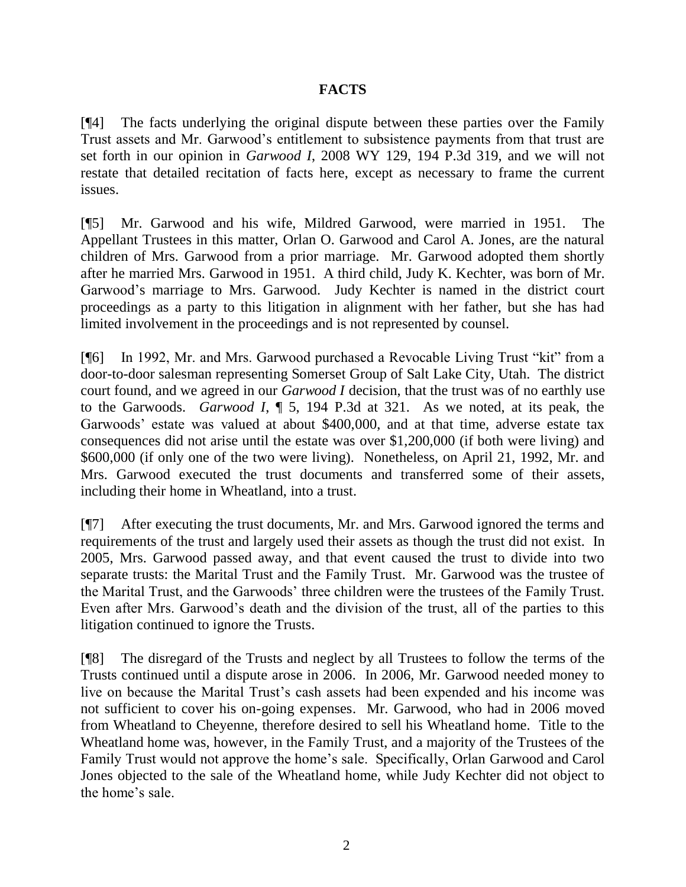## FACTS

[¶4] The facts underlying the original dispute between these parties over the Family Trust assets and Mr. Garwood's entitlement to subsistence payments from that trust are set forth in our opinion in *Garwood I*, 2008 WY 129, 194 P.3d 319, and we will not restate that detailed recitation of facts here, except as necessary to frame the current issues.

[¶5] Mr. Garwood and his wife, Mildred Garwood, were married in 1951. The Appellant Trustees in this matter, Orlan O. Garwood and Carol A. Jones, are the natural children of Mrs. Garwood from a prior marriage. Mr. Garwood adopted them shortly after he married Mrs. Garwood in 1951. A third child, Judy K. Kechter, was born of Mr. Garwood's marriage to Mrs. Garwood. Judy Kechter is named in the district court proceedings as a party to this litigation in alignment with her father, but she has had limited involvement in the proceedings and is not represented by counsel.

[¶6] In 1992, Mr. and Mrs. Garwood purchased a Revocable Living Trust "kit" from a door-to-door salesman representing Somerset Group of Salt Lake City, Utah. The district court found, and we agreed in our *Garwood I* decision, that the trust was of no earthly use to the Garwoods. *Garwood I*, ¶ 5, 194 P.3d at 321. As we noted, at its peak, the Garwoods' estate was valued at about $400,000, and at that time, adverse estate tax consequences did not arise until the estate was over $1,200,000 (if both were living) and $600,000 (if only one of the two were living). Nonetheless, on April 21, 1992, Mr. and Mrs. Garwood executed the trust documents and transferred some of their assets, including their home in Wheatland, into a trust.

[¶7] After executing the trust documents, Mr. and Mrs. Garwood ignored the terms and requirements of the trust and largely used their assets as though the trust did not exist. In 2005, Mrs. Garwood passed away, and that event caused the trust to divide into two separate trusts: the Marital Trust and the Family Trust. Mr. Garwood was the trustee of the Marital Trust, and the Garwoods' three children were the trustees of the Family Trust. Even after Mrs. Garwood's death and the division of the trust, all of the parties to this litigation continued to ignore the Trusts.

[¶8] The disregard of the Trusts and neglect by all Trustees to follow the terms of the Trusts continued until a dispute arose in 2006. In 2006, Mr. Garwood needed money to live on because the Marital Trust's cash assets had been expended and his income was not sufficient to cover his on-going expenses. Mr. Garwood, who had in 2006 moved from Wheatland to Cheyenne, therefore desired to sell his Wheatland home. Title to the Wheatland home was, however, in the Family Trust, and a majority of the Trustees of the Family Trust would not approve the home's sale. Specifically, Orlan Garwood and Carol Jones objected to the sale of the Wheatland home, while Judy Kechter did not object to the home's sale.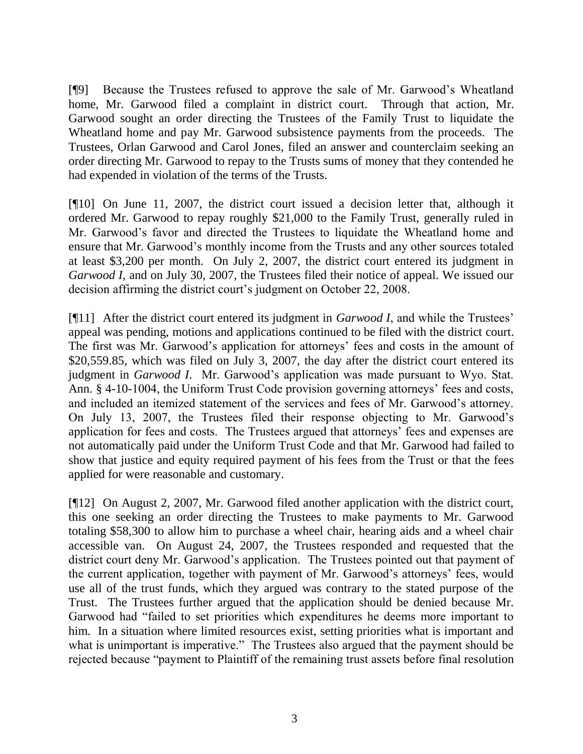[¶9] Because the Trustees refused to approve the sale of Mr. Garwood's Wheatland home, Mr. Garwood filed a complaint in district court. Through that action, Mr. Garwood sought an order directing the Trustees of the Family Trust to liquidate the Wheatland home and pay Mr. Garwood subsistence payments from the proceeds. The Trustees, Orlan Garwood and Carol Jones, filed an answer and counterclaim seeking an order directing Mr. Garwood to repay to the Trusts sums of money that they contended he had expended in violation of the terms of the Trusts.

[¶10] On June 11, 2007, the district court issued a decision letter that, although it ordered Mr. Garwood to repay roughly $21,000 to the Family Trust, generally ruled in Mr. Garwood's favor and directed the Trustees to liquidate the Wheatland home and ensure that Mr. Garwood's monthly income from the Trusts and any other sources totaled at least $3,200 per month. On July 2, 2007, the district court entered its judgment in *Garwood I*, and on July 30, 2007, the Trustees filed their notice of appeal. We issued our decision affirming the district court's judgment on October 22, 2008.

[¶11] After the district court entered its judgment in *Garwood I*, and while the Trustees' appeal was pending, motions and applications continued to be filed with the district court. The first was Mr. Garwood's application for attorneys' fees and costs in the amount of $20,559.85, which was filed on July 3, 2007, the day after the district court entered its judgment in *Garwood I*. Mr. Garwood's application was made pursuant to Wyo. Stat. Ann. § 4-10-1004, the Uniform Trust Code provision governing attorneys' fees and costs, and included an itemized statement of the services and fees of Mr. Garwood's attorney. On July 13, 2007, the Trustees filed their response objecting to Mr. Garwood's application for fees and costs. The Trustees argued that attorneys' fees and expenses are not automatically paid under the Uniform Trust Code and that Mr. Garwood had failed to show that justice and equity required payment of his fees from the Trust or that the fees applied for were reasonable and customary.

[¶12] On August 2, 2007, Mr. Garwood filed another application with the district court, this one seeking an order directing the Trustees to make payments to Mr. Garwood totaling $58,300 to allow him to purchase a wheel chair, hearing aids and a wheel chair accessible van. On August 24, 2007, the Trustees responded and requested that the district court deny Mr. Garwood's application. The Trustees pointed out that payment of the current application, together with payment of Mr. Garwood's attorneys' fees, would use all of the trust funds, which they argued was contrary to the stated purpose of the Trust. The Trustees further argued that the application should be denied because Mr. Garwood had "failed to set priorities which expenditures he deems more important to him. In a situation where limited resources exist, setting priorities what is important and what is unimportant is imperative." The Trustees also argued that the payment should be rejected because "payment to Plaintiff of the remaining trust assets before final resolution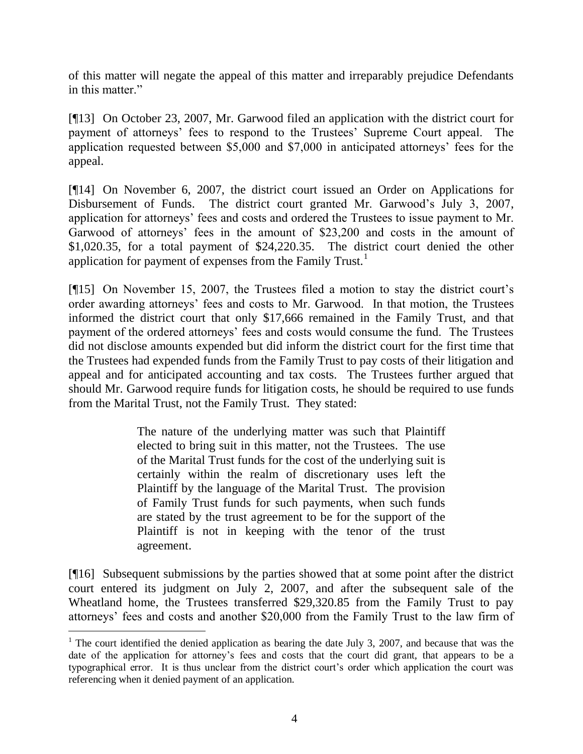of this matter will negate the appeal of this matter and irreparably prejudice Defendants in this matter."

[¶13] On October 23, 2007, Mr. Garwood filed an application with the district court for payment of attorneys' fees to respond to the Trustees' Supreme Court appeal. The application requested between $5,000 and $7,000 in anticipated attorneys' fees for the appeal.

[¶14] On November 6, 2007, the district court issued an Order on Applications for Disbursement of Funds. The district court granted Mr. Garwood's July 3, 2007, application for attorneys' fees and costs and ordered the Trustees to issue payment to Mr. Garwood of attorneys' fees in the amount of $23,200 and costs in the amount of $1,020.35, for a total payment of $24,220.35. The district court denied the other application for payment of expenses from the Family Trust.[1]

[¶15] On November 15, 2007, the Trustees filed a motion to stay the district court's order awarding attorneys' fees and costs to Mr. Garwood. In that motion, the Trustees informed the district court that only $17,666 remained in the Family Trust, and that payment of the ordered attorneys' fees and costs would consume the fund. The Trustees did not disclose amounts expended but did inform the district court for the first time that the Trustees had expended funds from the Family Trust to pay costs of their litigation and appeal and for anticipated accounting and tax costs. The Trustees further argued that should Mr. Garwood require funds for litigation costs, he should be required to use funds from the Marital Trust, not the Family Trust. They stated:

> The nature of the underlying matter was such that Plaintiff elected to bring suit in this matter, not the Trustees. The use of the Marital Trust funds for the cost of the underlying suit is certainly within the realm of discretionary uses left the Plaintiff by the language of the Marital Trust. The provision of Family Trust funds for such payments, when such funds are stated by the trust agreement to be for the support of the Plaintiff is not in keeping with the tenor of the trust agreement.

[¶16] Subsequent submissions by the parties showed that at some point after the district court entered its judgment on July 2, 2007, and after the subsequent sale of the Wheatland home, the Trustees transferred $29,320.85 from the Family Trust to pay attorneys' fees and costs and another $20,000 from the Family Trust to the law firm of

---

[1] The court identified the denied application as bearing the date July 3, 2007, and because that was the date of the application for attorney's fees and costs that the court did grant, that appears to be a typographical error. It is thus unclear from the district court's order which application the court was referencing when it denied payment of an application.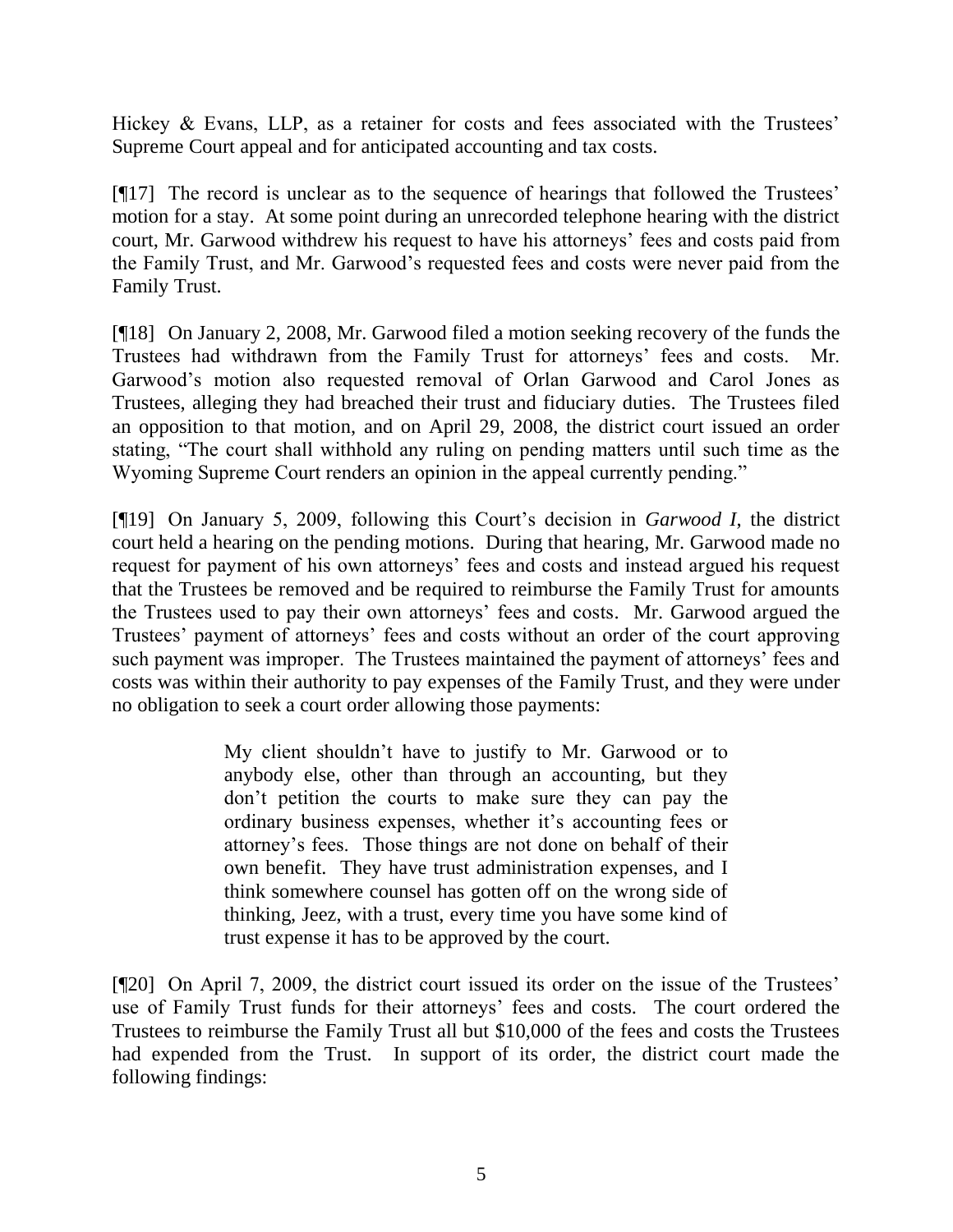Hickey & Evans, LLP, as a retainer for costs and fees associated with the Trustees' Supreme Court appeal and for anticipated accounting and tax costs.

[¶17] The record is unclear as to the sequence of hearings that followed the Trustees' motion for a stay. At some point during an unrecorded telephone hearing with the district court, Mr. Garwood withdrew his request to have his attorneys' fees and costs paid from the Family Trust, and Mr. Garwood's requested fees and costs were never paid from the Family Trust.

[¶18] On January 2, 2008, Mr. Garwood filed a motion seeking recovery of the funds the Trustees had withdrawn from the Family Trust for attorneys' fees and costs. Mr. Garwood's motion also requested removal of Orlan Garwood and Carol Jones as Trustees, alleging they had breached their trust and fiduciary duties. The Trustees filed an opposition to that motion, and on April 29, 2008, the district court issued an order stating, "The court shall withhold any ruling on pending matters until such time as the Wyoming Supreme Court renders an opinion in the appeal currently pending."

[¶19] On January 5, 2009, following this Court's decision in *Garwood I*, the district court held a hearing on the pending motions. During that hearing, Mr. Garwood made no request for payment of his own attorneys' fees and costs and instead argued his request that the Trustees be removed and be required to reimburse the Family Trust for amounts the Trustees used to pay their own attorneys' fees and costs. Mr. Garwood argued the Trustees' payment of attorneys' fees and costs without an order of the court approving such payment was improper. The Trustees maintained the payment of attorneys' fees and costs was within their authority to pay expenses of the Family Trust, and they were under no obligation to seek a court order allowing those payments:

> My client shouldn't have to justify to Mr. Garwood or to anybody else, other than through an accounting, but they don't petition the courts to make sure they can pay the ordinary business expenses, whether it's accounting fees or attorney's fees. Those things are not done on behalf of their own benefit. They have trust administration expenses, and I think somewhere counsel has gotten off on the wrong side of thinking, Jeez, with a trust, every time you have some kind of trust expense it has to be approved by the court.

[¶20] On April 7, 2009, the district court issued its order on the issue of the Trustees' use of Family Trust funds for their attorneys' fees and costs. The court ordered the Trustees to reimburse the Family Trust all but $10,000 of the fees and costs the Trustees had expended from the Trust. In support of its order, the district court made the following findings: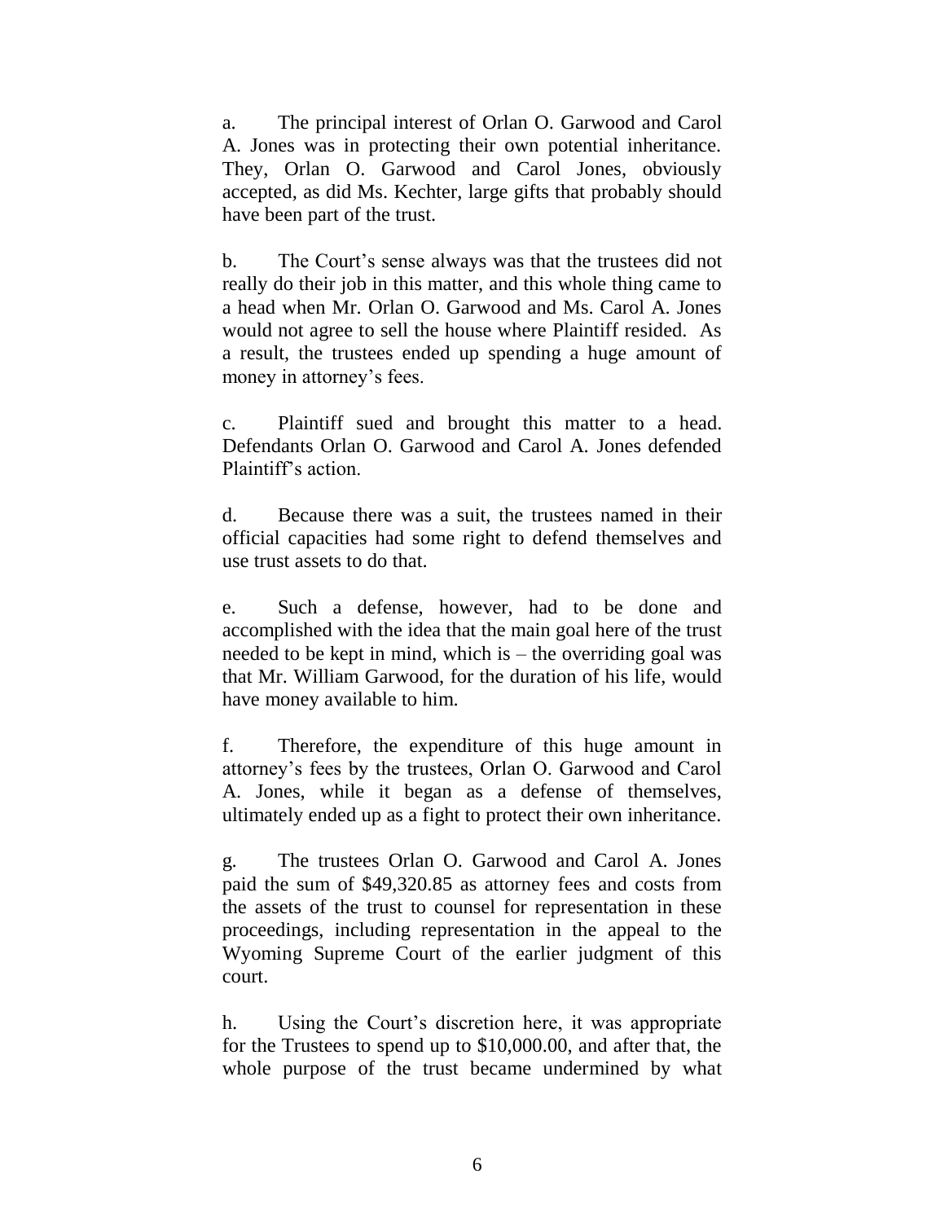a. The principal interest of Orlan O. Garwood and Carol A. Jones was in protecting their own potential inheritance. They, Orlan O. Garwood and Carol Jones, obviously accepted, as did Ms. Kechter, large gifts that probably should have been part of the trust.

b. The Court's sense always was that the trustees did not really do their job in this matter, and this whole thing came to a head when Mr. Orlan O. Garwood and Ms. Carol A. Jones would not agree to sell the house where Plaintiff resided. As a result, the trustees ended up spending a huge amount of money in attorney's fees.

c. Plaintiff sued and brought this matter to a head. Defendants Orlan O. Garwood and Carol A. Jones defended Plaintiff's action.

d. Because there was a suit, the trustees named in their official capacities had some right to defend themselves and use trust assets to do that.

e. Such a defense, however, had to be done and accomplished with the idea that the main goal here of the trust needed to be kept in mind, which is – the overriding goal was that Mr. William Garwood, for the duration of his life, would have money available to him.

f. Therefore, the expenditure of this huge amount in attorney's fees by the trustees, Orlan O. Garwood and Carol A. Jones, while it began as a defense of themselves, ultimately ended up as a fight to protect their own inheritance.

g. The trustees Orlan O. Garwood and Carol A. Jones paid the sum of $49,320.85 as attorney fees and costs from the assets of the trust to counsel for representation in these proceedings, including representation in the appeal to the Wyoming Supreme Court of the earlier judgment of this court.

h. Using the Court's discretion here, it was appropriate for the Trustees to spend up to $10,000.00, and after that, the whole purpose of the trust became undermined by what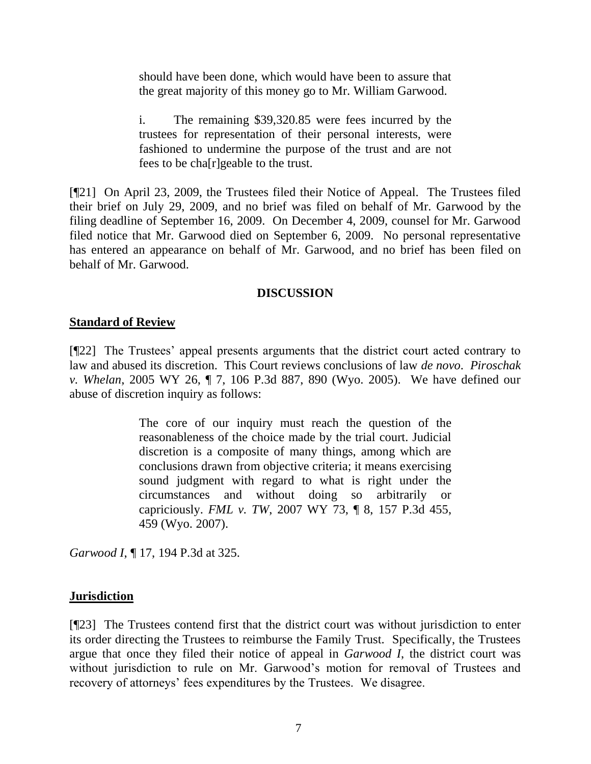> should have been done, which would have been to assure that the great majority of this money go to Mr. William Garwood.
>
> i. The remaining $39,320.85 were fees incurred by the trustees for representation of their personal interests, were fashioned to undermine the purpose of the trust and are not fees to be cha[r]geable to the trust.

[¶21] On April 23, 2009, the Trustees filed their Notice of Appeal. The Trustees filed their brief on July 29, 2009, and no brief was filed on behalf of Mr. Garwood by the filing deadline of September 16, 2009. On December 4, 2009, counsel for Mr. Garwood filed notice that Mr. Garwood died on September 6, 2009. No personal representative has entered an appearance on behalf of Mr. Garwood, and no brief has been filed on behalf of Mr. Garwood.

## DISCUSSION

### Standard of Review

[¶22] The Trustees' appeal presents arguments that the district court acted contrary to law and abused its discretion. This Court reviews conclusions of law *de novo*. *Piroschak v. Whelan*, 2005 WY 26, ¶ 7, 106 P.3d 887, 890 (Wyo. 2005). We have defined our abuse of discretion inquiry as follows:

> The core of our inquiry must reach the question of the reasonableness of the choice made by the trial court. Judicial discretion is a composite of many things, among which are conclusions drawn from objective criteria; it means exercising sound judgment with regard to what is right under the circumstances and without doing so arbitrarily or capriciously. *FML v. TW*, 2007 WY 73, ¶ 8, 157 P.3d 455, 459 (Wyo. 2007).

*Garwood I*, ¶ 17, 194 P.3d at 325.

### Jurisdiction

[¶23] The Trustees contend first that the district court was without jurisdiction to enter its order directing the Trustees to reimburse the Family Trust. Specifically, the Trustees argue that once they filed their notice of appeal in *Garwood I*, the district court was without jurisdiction to rule on Mr. Garwood's motion for removal of Trustees and recovery of attorneys' fees expenditures by the Trustees. We disagree.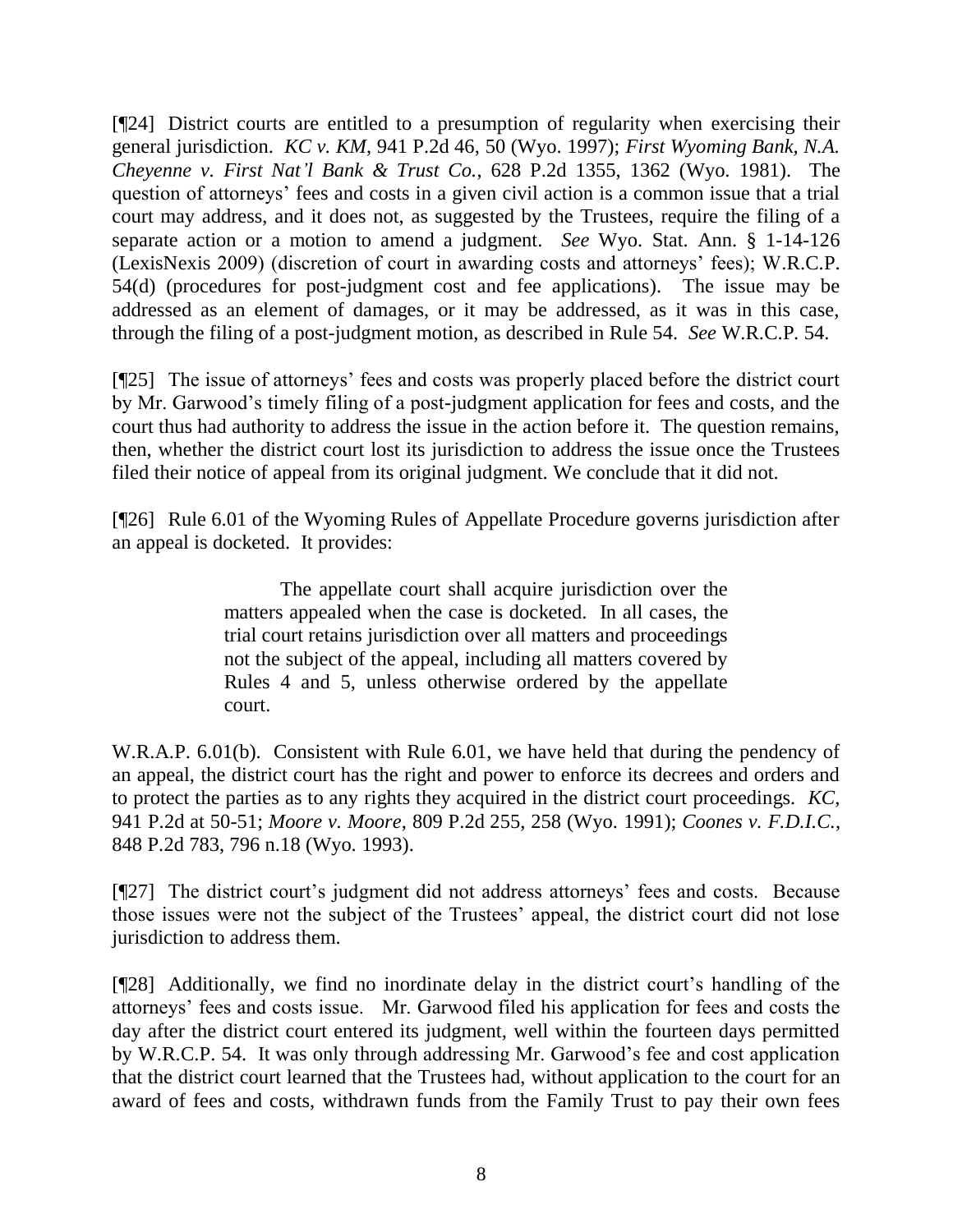[¶24] District courts are entitled to a presumption of regularity when exercising their general jurisdiction. *KC v. KM*, 941 P.2d 46, 50 (Wyo. 1997); *First Wyoming Bank, N.A. Cheyenne v. First Nat'l Bank & Trust Co.*, 628 P.2d 1355, 1362 (Wyo. 1981). The question of attorneys' fees and costs in a given civil action is a common issue that a trial court may address, and it does not, as suggested by the Trustees, require the filing of a separate action or a motion to amend a judgment. *See* Wyo. Stat. Ann. § 1-14-126 (LexisNexis 2009) (discretion of court in awarding costs and attorneys' fees); W.R.C.P. 54(d) (procedures for post-judgment cost and fee applications). The issue may be addressed as an element of damages, or it may be addressed, as it was in this case, through the filing of a post-judgment motion, as described in Rule 54. *See* W.R.C.P. 54.

[¶25] The issue of attorneys' fees and costs was properly placed before the district court by Mr. Garwood's timely filing of a post-judgment application for fees and costs, and the court thus had authority to address the issue in the action before it. The question remains, then, whether the district court lost its jurisdiction to address the issue once the Trustees filed their notice of appeal from its original judgment. We conclude that it did not.

[¶26] Rule 6.01 of the Wyoming Rules of Appellate Procedure governs jurisdiction after an appeal is docketed. It provides:

> The appellate court shall acquire jurisdiction over the matters appealed when the case is docketed. In all cases, the trial court retains jurisdiction over all matters and proceedings not the subject of the appeal, including all matters covered by Rules 4 and 5, unless otherwise ordered by the appellate court.

W.R.A.P. 6.01(b). Consistent with Rule 6.01, we have held that during the pendency of an appeal, the district court has the right and power to enforce its decrees and orders and to protect the parties as to any rights they acquired in the district court proceedings. *KC*, 941 P.2d at 50-51; *Moore v. Moore*, 809 P.2d 255, 258 (Wyo. 1991); *Coones v. F.D.I.C.*, 848 P.2d 783, 796 n.18 (Wyo. 1993).

[¶27] The district court's judgment did not address attorneys' fees and costs. Because those issues were not the subject of the Trustees' appeal, the district court did not lose jurisdiction to address them.

[¶28] Additionally, we find no inordinate delay in the district court's handling of the attorneys' fees and costs issue. Mr. Garwood filed his application for fees and costs the day after the district court entered its judgment, well within the fourteen days permitted by W.R.C.P. 54. It was only through addressing Mr. Garwood's fee and cost application that the district court learned that the Trustees had, without application to the court for an award of fees and costs, withdrawn funds from the Family Trust to pay their own fees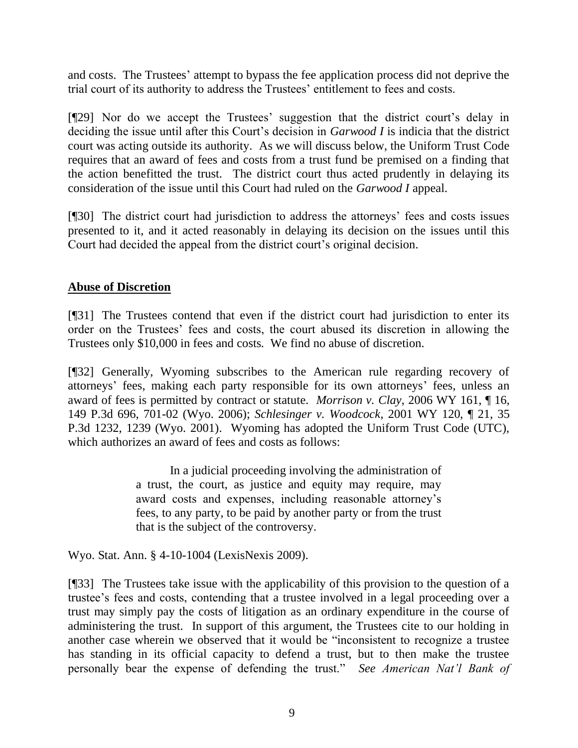and costs. The Trustees' attempt to bypass the fee application process did not deprive the trial court of its authority to address the Trustees' entitlement to fees and costs.

[¶29] Nor do we accept the Trustees' suggestion that the district court's delay in deciding the issue until after this Court's decision in *Garwood I* is indicia that the district court was acting outside its authority. As we will discuss below, the Uniform Trust Code requires that an award of fees and costs from a trust fund be premised on a finding that the action benefitted the trust. The district court thus acted prudently in delaying its consideration of the issue until this Court had ruled on the *Garwood I* appeal.

[¶30] The district court had jurisdiction to address the attorneys' fees and costs issues presented to it, and it acted reasonably in delaying its decision on the issues until this Court had decided the appeal from the district court's original decision.

**Abuse of Discretion**

[¶31] The Trustees contend that even if the district court had jurisdiction to enter its order on the Trustees' fees and costs, the court abused its discretion in allowing the Trustees only $10,000 in fees and costs. We find no abuse of discretion.

[¶32] Generally, Wyoming subscribes to the American rule regarding recovery of attorneys' fees, making each party responsible for its own attorneys' fees, unless an award of fees is permitted by contract or statute. *Morrison v. Clay*, 2006 WY 161, ¶ 16, 149 P.3d 696, 701-02 (Wyo. 2006); *Schlesinger v. Woodcock*, 2001 WY 120, ¶ 21, 35 P.3d 1232, 1239 (Wyo. 2001). Wyoming has adopted the Uniform Trust Code (UTC), which authorizes an award of fees and costs as follows:

> In a judicial proceeding involving the administration of a trust, the court, as justice and equity may require, may award costs and expenses, including reasonable attorney's fees, to any party, to be paid by another party or from the trust that is the subject of the controversy.

Wyo. Stat. Ann. § 4-10-1004 (LexisNexis 2009).

[¶33] The Trustees take issue with the applicability of this provision to the question of a trustee's fees and costs, contending that a trustee involved in a legal proceeding over a trust may simply pay the costs of litigation as an ordinary expenditure in the course of administering the trust. In support of this argument, the Trustees cite to our holding in another case wherein we observed that it would be "inconsistent to recognize a trustee has standing in its official capacity to defend a trust, but to then make the trustee personally bear the expense of defending the trust." *See American Nat'l Bank of*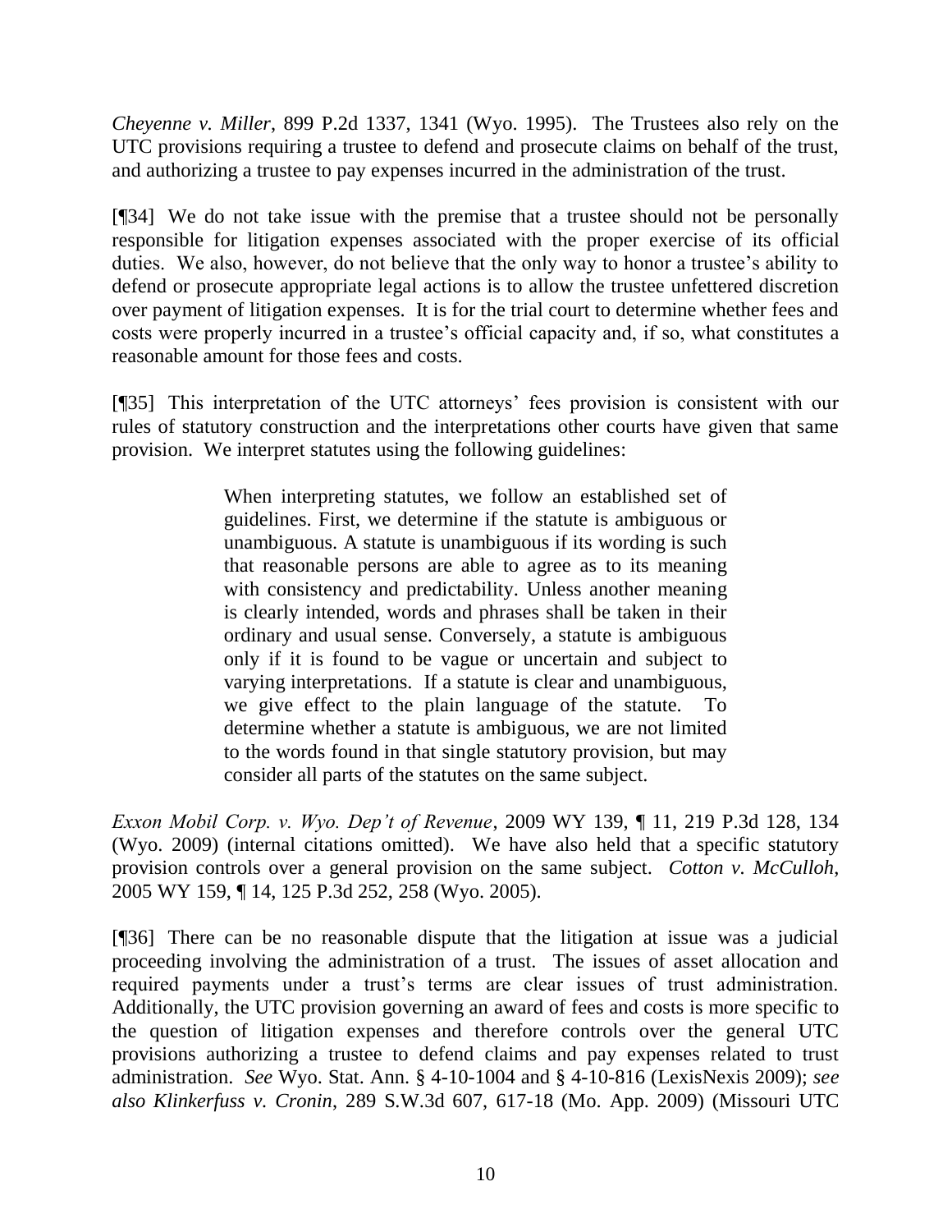*Cheyenne v. Miller*, 899 P.2d 1337, 1341 (Wyo. 1995). The Trustees also rely on the UTC provisions requiring a trustee to defend and prosecute claims on behalf of the trust, and authorizing a trustee to pay expenses incurred in the administration of the trust.

[¶34] We do not take issue with the premise that a trustee should not be personally responsible for litigation expenses associated with the proper exercise of its official duties. We also, however, do not believe that the only way to honor a trustee's ability to defend or prosecute appropriate legal actions is to allow the trustee unfettered discretion over payment of litigation expenses. It is for the trial court to determine whether fees and costs were properly incurred in a trustee's official capacity and, if so, what constitutes a reasonable amount for those fees and costs.

[¶35] This interpretation of the UTC attorneys' fees provision is consistent with our rules of statutory construction and the interpretations other courts have given that same provision. We interpret statutes using the following guidelines:

> When interpreting statutes, we follow an established set of guidelines. First, we determine if the statute is ambiguous or unambiguous. A statute is unambiguous if its wording is such that reasonable persons are able to agree as to its meaning with consistency and predictability. Unless another meaning is clearly intended, words and phrases shall be taken in their ordinary and usual sense. Conversely, a statute is ambiguous only if it is found to be vague or uncertain and subject to varying interpretations. If a statute is clear and unambiguous, we give effect to the plain language of the statute. To determine whether a statute is ambiguous, we are not limited to the words found in that single statutory provision, but may consider all parts of the statutes on the same subject.

*Exxon Mobil Corp. v. Wyo. Dep't of Revenue*, 2009 WY 139, ¶ 11, 219 P.3d 128, 134 (Wyo. 2009) (internal citations omitted). We have also held that a specific statutory provision controls over a general provision on the same subject. *Cotton v. McCulloh*, 2005 WY 159, ¶ 14, 125 P.3d 252, 258 (Wyo. 2005).

[¶36] There can be no reasonable dispute that the litigation at issue was a judicial proceeding involving the administration of a trust. The issues of asset allocation and required payments under a trust's terms are clear issues of trust administration. Additionally, the UTC provision governing an award of fees and costs is more specific to the question of litigation expenses and therefore controls over the general UTC provisions authorizing a trustee to defend claims and pay expenses related to trust administration. *See* Wyo. Stat. Ann. § 4-10-1004 and § 4-10-816 (LexisNexis 2009); *see also Klinkerfuss v. Cronin*, 289 S.W.3d 607, 617-18 (Mo. App. 2009) (Missouri UTC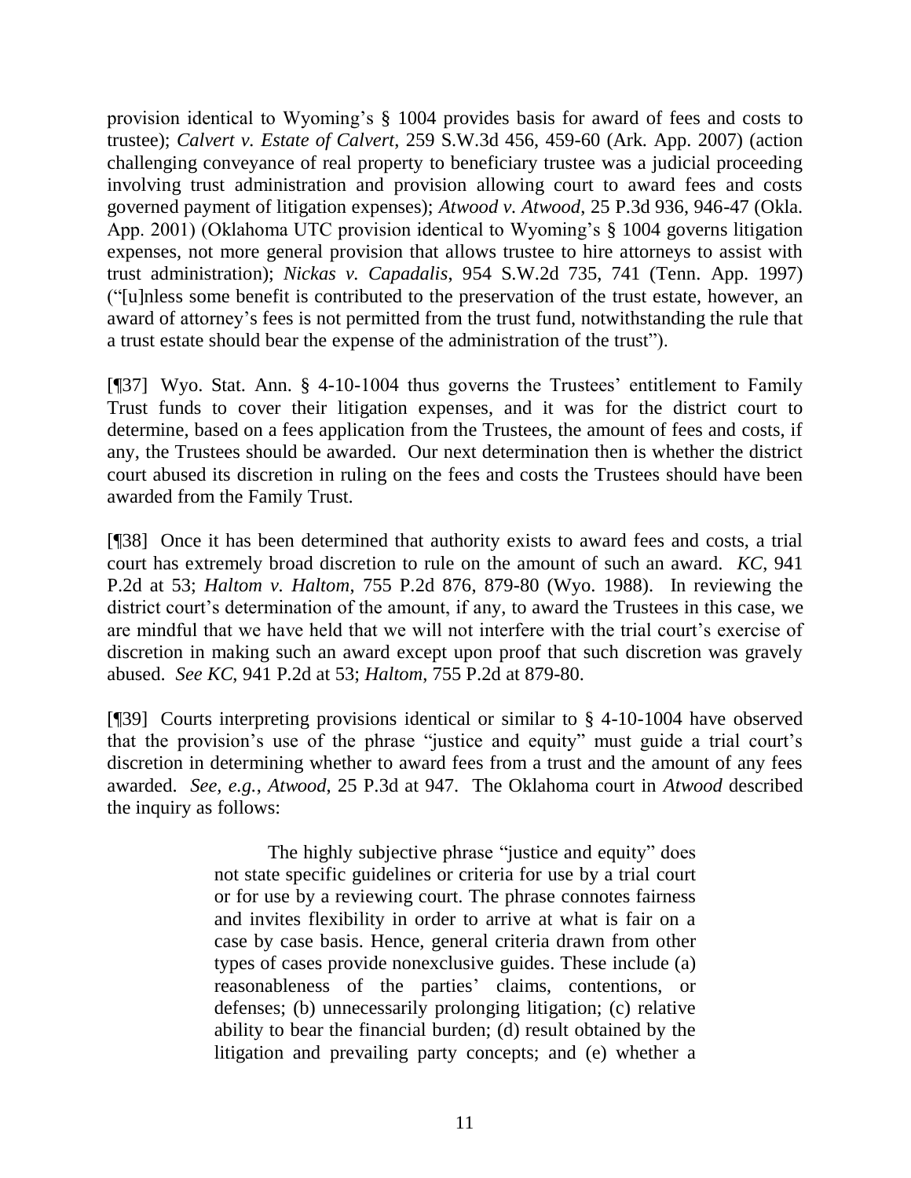provision identical to Wyoming's § 1004 provides basis for award of fees and costs to trustee); *Calvert v. Estate of Calvert*, 259 S.W.3d 456, 459-60 (Ark. App. 2007) (action challenging conveyance of real property to beneficiary trustee was a judicial proceeding involving trust administration and provision allowing court to award fees and costs governed payment of litigation expenses); *Atwood v. Atwood*, 25 P.3d 936, 946-47 (Okla. App. 2001) (Oklahoma UTC provision identical to Wyoming's § 1004 governs litigation expenses, not more general provision that allows trustee to hire attorneys to assist with trust administration); *Nickas v. Capadalis*, 954 S.W.2d 735, 741 (Tenn. App. 1997) ("[u]nless some benefit is contributed to the preservation of the trust estate, however, an award of attorney's fees is not permitted from the trust fund, notwithstanding the rule that a trust estate should bear the expense of the administration of the trust").

[¶37] Wyo. Stat. Ann. § 4-10-1004 thus governs the Trustees' entitlement to Family Trust funds to cover their litigation expenses, and it was for the district court to determine, based on a fees application from the Trustees, the amount of fees and costs, if any, the Trustees should be awarded. Our next determination then is whether the district court abused its discretion in ruling on the fees and costs the Trustees should have been awarded from the Family Trust.

[¶38] Once it has been determined that authority exists to award fees and costs, a trial court has extremely broad discretion to rule on the amount of such an award. *KC*, 941 P.2d at 53; *Haltom v. Haltom*, 755 P.2d 876, 879-80 (Wyo. 1988). In reviewing the district court's determination of the amount, if any, to award the Trustees in this case, we are mindful that we have held that we will not interfere with the trial court's exercise of discretion in making such an award except upon proof that such discretion was gravely abused. *See KC*, 941 P.2d at 53; *Haltom*, 755 P.2d at 879-80.

[¶39] Courts interpreting provisions identical or similar to § 4-10-1004 have observed that the provision's use of the phrase "justice and equity" must guide a trial court's discretion in determining whether to award fees from a trust and the amount of any fees awarded. *See, e.g.*, *Atwood*, 25 P.3d at 947. The Oklahoma court in *Atwood* described the inquiry as follows:

> The highly subjective phrase "justice and equity" does not state specific guidelines or criteria for use by a trial court or for use by a reviewing court. The phrase connotes fairness and invites flexibility in order to arrive at what is fair on a case by case basis. Hence, general criteria drawn from other types of cases provide nonexclusive guides. These include (a) reasonableness of the parties' claims, contentions, or defenses; (b) unnecessarily prolonging litigation; (c) relative ability to bear the financial burden; (d) result obtained by the litigation and prevailing party concepts; and (e) whether a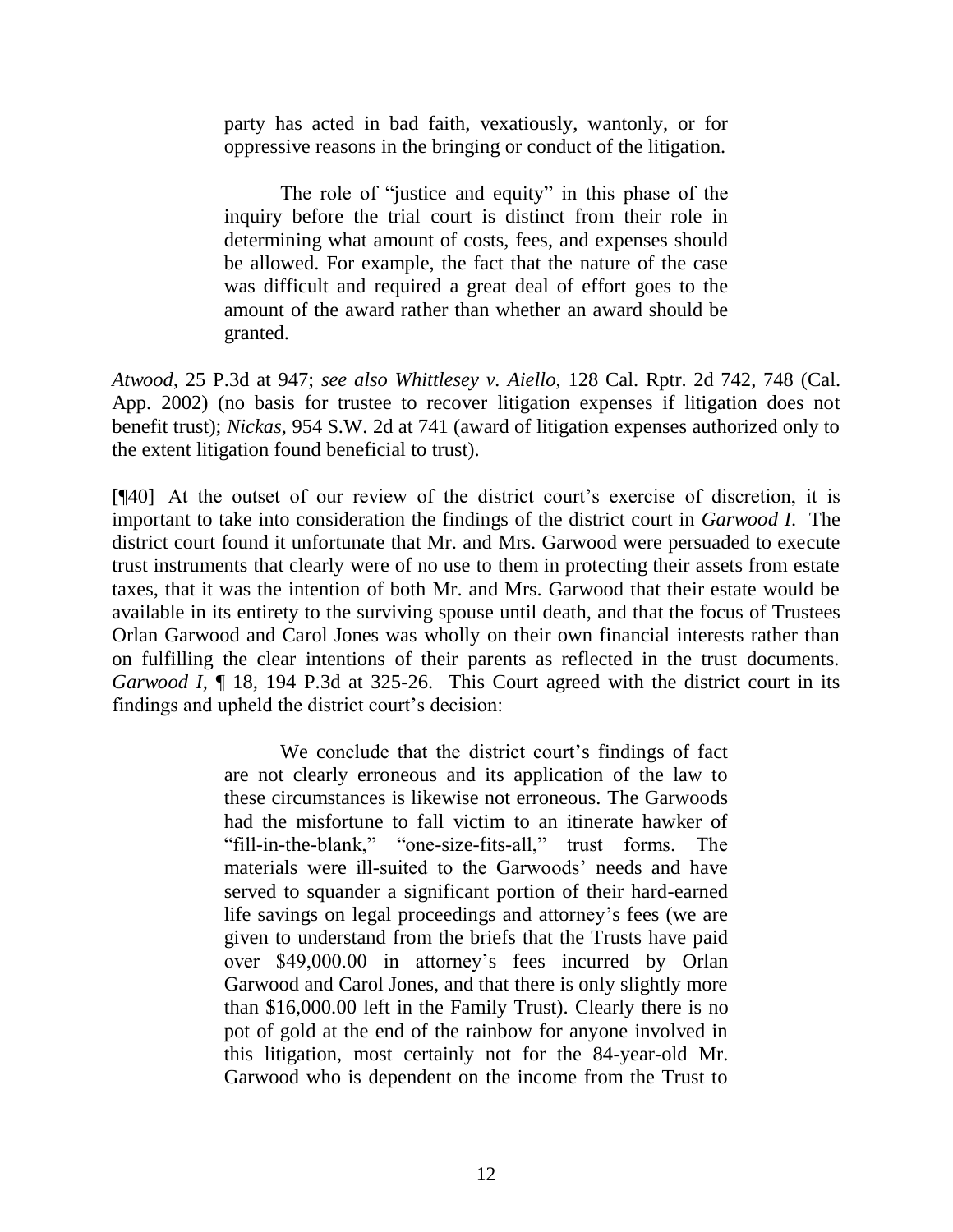> party has acted in bad faith, vexatiously, wantonly, or for oppressive reasons in the bringing or conduct of the litigation.
>
> The role of "justice and equity" in this phase of the inquiry before the trial court is distinct from their role in determining what amount of costs, fees, and expenses should be allowed. For example, the fact that the nature of the case was difficult and required a great deal of effort goes to the amount of the award rather than whether an award should be granted.

*Atwood*, 25 P.3d at 947; *see also Whittlesey v. Aiello*, 128 Cal. Rptr. 2d 742, 748 (Cal. App. 2002) (no basis for trustee to recover litigation expenses if litigation does not benefit trust); *Nickas*, 954 S.W. 2d at 741 (award of litigation expenses authorized only to the extent litigation found beneficial to trust).

[¶40] At the outset of our review of the district court's exercise of discretion, it is important to take into consideration the findings of the district court in *Garwood I*. The district court found it unfortunate that Mr. and Mrs. Garwood were persuaded to execute trust instruments that clearly were of no use to them in protecting their assets from estate taxes, that it was the intention of both Mr. and Mrs. Garwood that their estate would be available in its entirety to the surviving spouse until death, and that the focus of Trustees Orlan Garwood and Carol Jones was wholly on their own financial interests rather than on fulfilling the clear intentions of their parents as reflected in the trust documents. *Garwood I*, ¶ 18, 194 P.3d at 325-26. This Court agreed with the district court in its findings and upheld the district court's decision:

> We conclude that the district court's findings of fact are not clearly erroneous and its application of the law to these circumstances is likewise not erroneous. The Garwoods had the misfortune to fall victim to an itinerate hawker of "fill-in-the-blank," "one-size-fits-all," trust forms. The materials were ill-suited to the Garwoods' needs and have served to squander a significant portion of their hard-earned life savings on legal proceedings and attorney's fees (we are given to understand from the briefs that the Trusts have paid over $49,000.00 in attorney's fees incurred by Orlan Garwood and Carol Jones, and that there is only slightly more than $16,000.00 left in the Family Trust). Clearly there is no pot of gold at the end of the rainbow for anyone involved in this litigation, most certainly not for the 84-year-old Mr. Garwood who is dependent on the income from the Trust to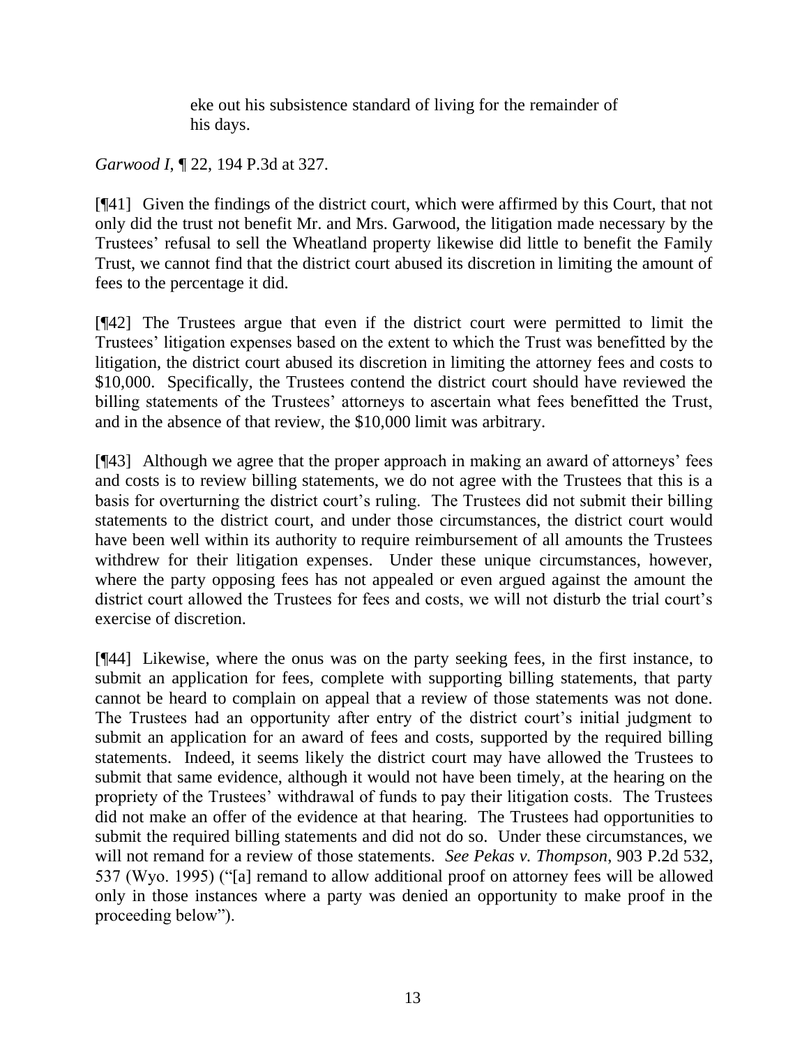> eke out his subsistence standard of living for the remainder of his days.

*Garwood I*, ¶ 22, 194 P.3d at 327.

[¶41] Given the findings of the district court, which were affirmed by this Court, that not only did the trust not benefit Mr. and Mrs. Garwood, the litigation made necessary by the Trustees' refusal to sell the Wheatland property likewise did little to benefit the Family Trust, we cannot find that the district court abused its discretion in limiting the amount of fees to the percentage it did.

[¶42] The Trustees argue that even if the district court were permitted to limit the Trustees' litigation expenses based on the extent to which the Trust was benefitted by the litigation, the district court abused its discretion in limiting the attorney fees and costs to $10,000. Specifically, the Trustees contend the district court should have reviewed the billing statements of the Trustees' attorneys to ascertain what fees benefitted the Trust, and in the absence of that review, the $10,000 limit was arbitrary.

[¶43] Although we agree that the proper approach in making an award of attorneys' fees and costs is to review billing statements, we do not agree with the Trustees that this is a basis for overturning the district court's ruling. The Trustees did not submit their billing statements to the district court, and under those circumstances, the district court would have been well within its authority to require reimbursement of all amounts the Trustees withdrew for their litigation expenses. Under these unique circumstances, however, where the party opposing fees has not appealed or even argued against the amount the district court allowed the Trustees for fees and costs, we will not disturb the trial court's exercise of discretion.

[¶44] Likewise, where the onus was on the party seeking fees, in the first instance, to submit an application for fees, complete with supporting billing statements, that party cannot be heard to complain on appeal that a review of those statements was not done. The Trustees had an opportunity after entry of the district court's initial judgment to submit an application for an award of fees and costs, supported by the required billing statements. Indeed, it seems likely the district court may have allowed the Trustees to submit that same evidence, although it would not have been timely, at the hearing on the propriety of the Trustees' withdrawal of funds to pay their litigation costs. The Trustees did not make an offer of the evidence at that hearing. The Trustees had opportunities to submit the required billing statements and did not do so. Under these circumstances, we will not remand for a review of those statements. *See Pekas v. Thompson*, 903 P.2d 532, 537 (Wyo. 1995) ("[a] remand to allow additional proof on attorney fees will be allowed only in those instances where a party was denied an opportunity to make proof in the proceeding below").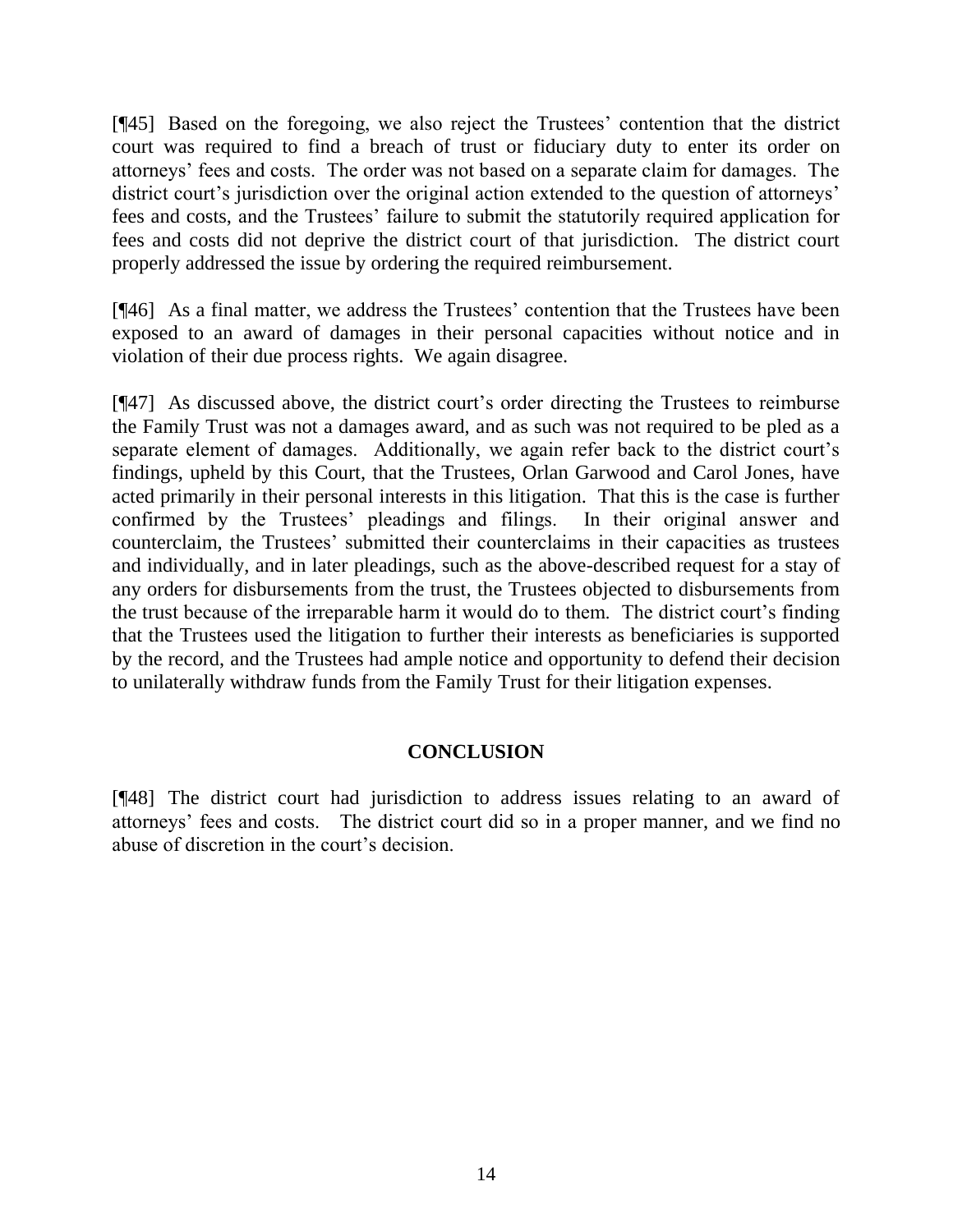[¶45] Based on the foregoing, we also reject the Trustees' contention that the district court was required to find a breach of trust or fiduciary duty to enter its order on attorneys' fees and costs. The order was not based on a separate claim for damages. The district court's jurisdiction over the original action extended to the question of attorneys' fees and costs, and the Trustees' failure to submit the statutorily required application for fees and costs did not deprive the district court of that jurisdiction. The district court properly addressed the issue by ordering the required reimbursement.

[¶46] As a final matter, we address the Trustees' contention that the Trustees have been exposed to an award of damages in their personal capacities without notice and in violation of their due process rights. We again disagree.

[¶47] As discussed above, the district court's order directing the Trustees to reimburse the Family Trust was not a damages award, and as such was not required to be pled as a separate element of damages. Additionally, we again refer back to the district court's findings, upheld by this Court, that the Trustees, Orlan Garwood and Carol Jones, have acted primarily in their personal interests in this litigation. That this is the case is further confirmed by the Trustees' pleadings and filings. In their original answer and counterclaim, the Trustees' submitted their counterclaims in their capacities as trustees and individually, and in later pleadings, such as the above-described request for a stay of any orders for disbursements from the trust, the Trustees objected to disbursements from the trust because of the irreparable harm it would do to them. The district court's finding that the Trustees used the litigation to further their interests as beneficiaries is supported by the record, and the Trustees had ample notice and opportunity to defend their decision to unilaterally withdraw funds from the Family Trust for their litigation expenses.

## CONCLUSION

[¶48] The district court had jurisdiction to address issues relating to an award of attorneys' fees and costs. The district court did so in a proper manner, and we find no abuse of discretion in the court's decision.